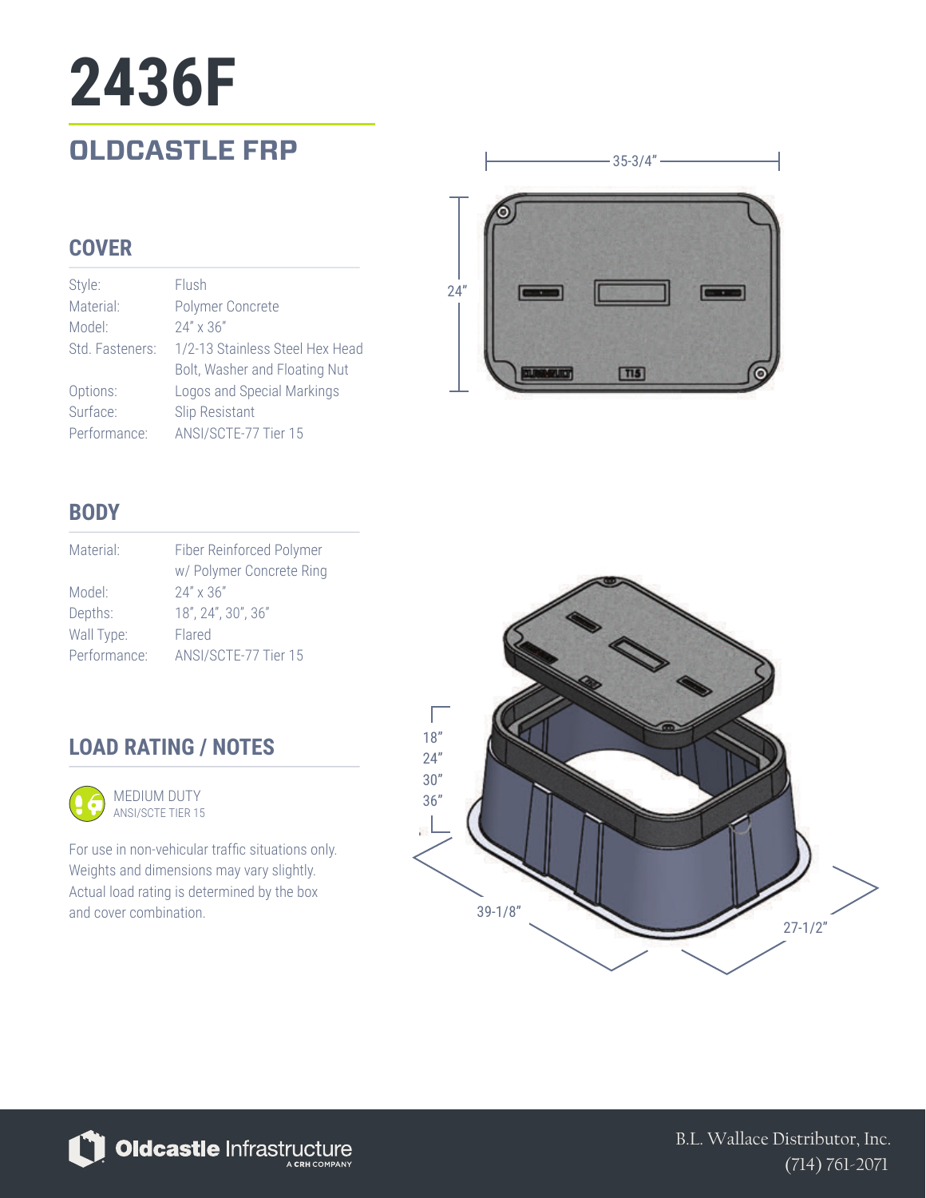# 2436F

## OLDCASTLE FRP

### COVER

| | |
|---|---|
| Style: | Flush |
| Material: | Polymer Concrete |
| Model: | 24" x 36" |
| Std. Fasteners: | 1/2-13 Stainless Steel Hex Head Bolt, Washer and Floating Nut |
| Options: | Logos and Special Markings |
| Surface: | Slip Resistant |
| Performance: | ANSI/SCTE-77 Tier 15 |

### BODY

| | |
|---|---|
| Material: | Fiber Reinforced Polymer w/ Polymer Concrete Ring |
| Model: | 24" x 36" |
| Depths: | 18", 24", 30", 36" |
| Wall Type: | Flared |
| Performance: | ANSI/SCTE-77 Tier 15 |

### LOAD RATING / NOTES

MEDIUM DUTY
ANSI/SCTE TIER 15

For use in non-vehicular traffic situations only. Weights and dimensions may vary slightly. Actual load rating is determined by the box and cover combination.

35-3/4"

24"

18"
24"
30"
36"

39-1/8"

27-1/2"

Oldcastle Infrastructure
A CRH COMPANY

B.L. Wallace Distributor, Inc.
(714) 761-2071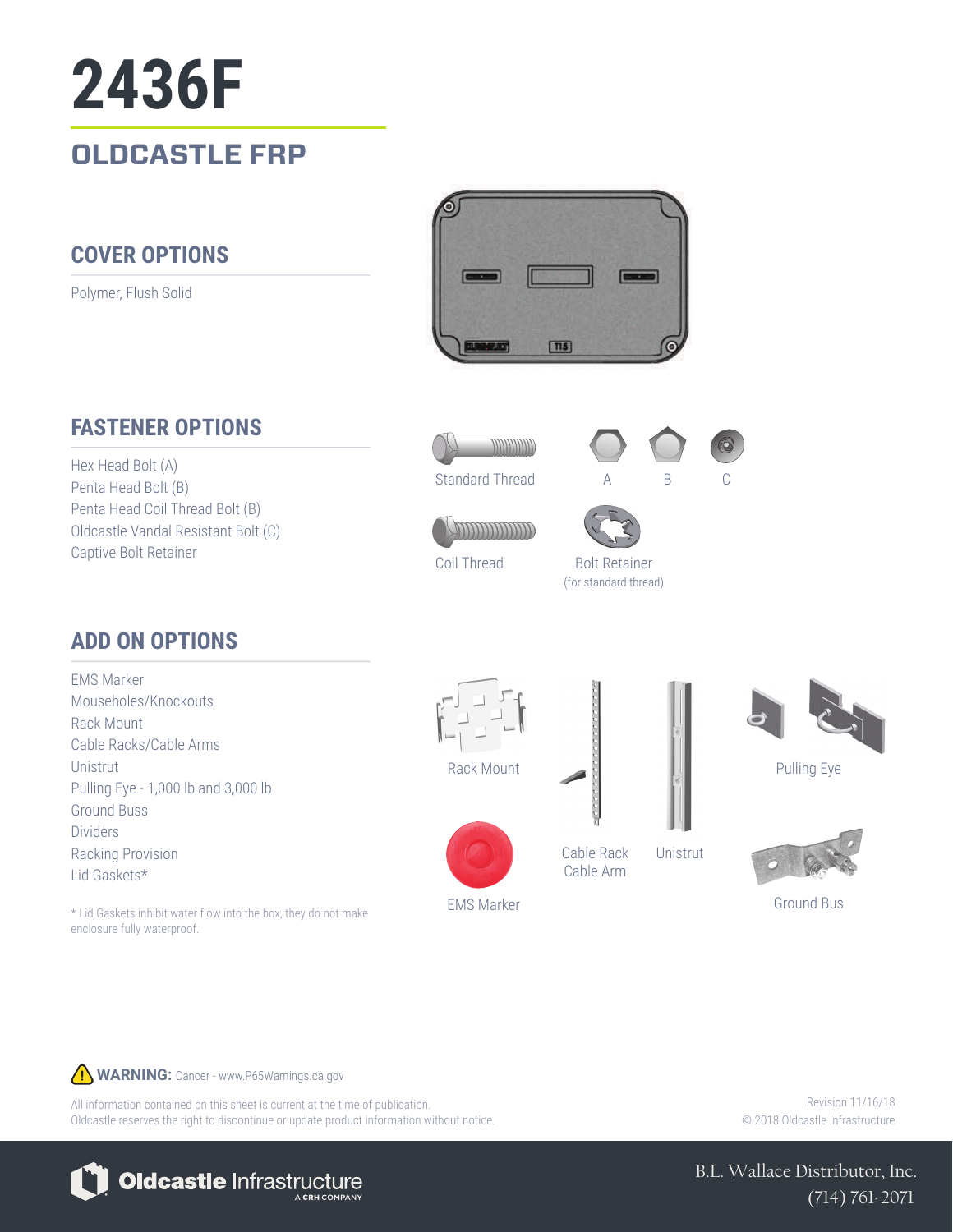# 2436F

## OLDCASTLE FRP

### COVER OPTIONS

Polymer, Flush Solid

### FASTENER OPTIONS

Hex Head Bolt (A)
Penta Head Bolt (B)
Penta Head Coil Thread Bolt (B)
Oldcastle Vandal Resistant Bolt (C)
Captive Bolt Retainer

Standard Thread

A B C

Coil Thread

Bolt Retainer
(for standard thread)

### ADD ON OPTIONS

EMS Marker
Mouseholes/Knockouts
Rack Mount
Cable Racks/Cable Arms
Unistrut
Pulling Eye - 1,000 lb and 3,000 lb
Ground Buss
Dividers
Racking Provision
Lid Gaskets*

* Lid Gaskets inhibit water flow into the box, they do not make enclosure fully waterproof.

Rack Mount

Cable Rack
Cable Arm

Unistrut

Pulling Eye

EMS Marker

Ground Bus

**WARNING:** Cancer - www.P65Warnings.ca.gov

All information contained on this sheet is current at the time of publication.
Oldcastle reserves the right to discontinue or update product information without notice.

Revision 11/16/18
© 2018 Oldcastle Infrastructure

Oldcastle Infrastructure
A CRH COMPANY

B.L. Wallace Distributor, Inc.
(714) 761-2071